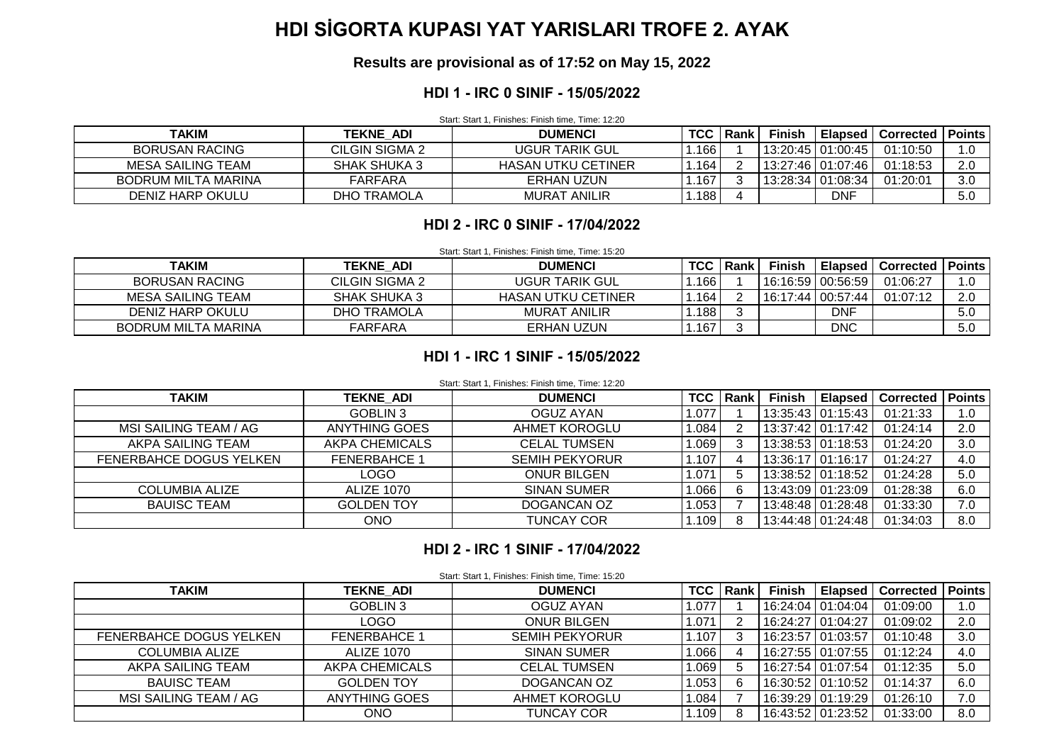# HDI SİGORTA KUPASI YAT YARISLARI TROFE 2. AYAK

**Results are provisional as of 17:52 on May 15, 2022**

## HDI 1 - IRC 0 SINIF - 15/05/2022

Start: Start 1, Finishes: Finish time, Time: 12:20

| TAKIM | TEKNE_ADI | DUMENCI | TCC | Rank | Finish | Elapsed | Corrected | Points |
|---|---|---|---|---|---|---|---|---|
| BORUSAN RACING | CILGIN SIGMA 2 | UGUR TARIK GUL | 1.166 | 1 | 13:20:45 | 01:00:45 | 01:10:50 | 1.0 |
| MESA SAILING TEAM | SHAK SHUKA 3 | HASAN UTKU CETINER | 1.164 | 2 | 13:27:46 | 01:07:46 | 01:18:53 | 2.0 |
| BODRUM MILTA MARINA | FARFARA | ERHAN UZUN | 1.167 | 3 | 13:28:34 | 01:08:34 | 01:20:01 | 3.0 |
| DENIZ HARP OKULU | DHO TRAMOLA | MURAT ANILIR | 1.188 | 4 | | DNF | | 5.0 |

## HDI 2 - IRC 0 SINIF - 17/04/2022

Start: Start 1, Finishes: Finish time, Time: 15:20

| TAKIM | TEKNE_ADI | DUMENCI | TCC | Rank | Finish | Elapsed | Corrected | Points |
|---|---|---|---|---|---|---|---|---|
| BORUSAN RACING | CILGIN SIGMA 2 | UGUR TARIK GUL | 1.166 | 1 | 16:16:59 | 00:56:59 | 01:06:27 | 1.0 |
| MESA SAILING TEAM | SHAK SHUKA 3 | HASAN UTKU CETINER | 1.164 | 2 | 16:17:44 | 00:57:44 | 01:07:12 | 2.0 |
| DENIZ HARP OKULU | DHO TRAMOLA | MURAT ANILIR | 1.188 | 3 | | DNF | | 5.0 |
| BODRUM MILTA MARINA | FARFARA | ERHAN UZUN | 1.167 | 3 | | DNC | | 5.0 |

## HDI 1 - IRC 1 SINIF - 15/05/2022

Start: Start 1, Finishes: Finish time, Time: 12:20

| TAKIM | TEKNE_ADI | DUMENCI | TCC | Rank | Finish | Elapsed | Corrected | Points |
|---|---|---|---|---|---|---|---|---|
| | GOBLIN 3 | OGUZ AYAN | 1.077 | 1 | 13:35:43 | 01:15:43 | 01:21:33 | 1.0 |
| MSI SAILING TEAM / AG | ANYTHING GOES | AHMET KOROGLU | 1.084 | 2 | 13:37:42 | 01:17:42 | 01:24:14 | 2.0 |
| AKPA SAILING TEAM | AKPA CHEMICALS | CELAL TUMSEN | 1.069 | 3 | 13:38:53 | 01:18:53 | 01:24:20 | 3.0 |
| FENERBAHCE DOGUS YELKEN | FENERBAHCE 1 | SEMIH PEKYORUR | 1.107 | 4 | 13:36:17 | 01:16:17 | 01:24:27 | 4.0 |
| | LOGO | ONUR BILGEN | 1.071 | 5 | 13:38:52 | 01:18:52 | 01:24:28 | 5.0 |
| COLUMBIA ALIZE | ALIZE 1070 | SINAN SUMER | 1.066 | 6 | 13:43:09 | 01:23:09 | 01:28:38 | 6.0 |
| BAUISC TEAM | GOLDEN TOY | DOGANCAN OZ | 1.053 | 7 | 13:48:48 | 01:28:48 | 01:33:30 | 7.0 |
| | ONO | TUNCAY COR | 1.109 | 8 | 13:44:48 | 01:24:48 | 01:34:03 | 8.0 |

## HDI 2 - IRC 1 SINIF - 17/04/2022

Start: Start 1, Finishes: Finish time, Time: 15:20

| TAKIM | TEKNE_ADI | DUMENCI | TCC | Rank | Finish | Elapsed | Corrected | Points |
|---|---|---|---|---|---|---|---|---|
| | GOBLIN 3 | OGUZ AYAN | 1.077 | 1 | 16:24:04 | 01:04:04 | 01:09:00 | 1.0 |
| | LOGO | ONUR BILGEN | 1.071 | 2 | 16:24:27 | 01:04:27 | 01:09:02 | 2.0 |
| FENERBAHCE DOGUS YELKEN | FENERBAHCE 1 | SEMIH PEKYORUR | 1.107 | 3 | 16:23:57 | 01:03:57 | 01:10:48 | 3.0 |
| COLUMBIA ALIZE | ALIZE 1070 | SINAN SUMER | 1.066 | 4 | 16:27:55 | 01:07:55 | 01:12:24 | 4.0 |
| AKPA SAILING TEAM | AKPA CHEMICALS | CELAL TUMSEN | 1.069 | 5 | 16:27:54 | 01:07:54 | 01:12:35 | 5.0 |
| BAUISC TEAM | GOLDEN TOY | DOGANCAN OZ | 1.053 | 6 | 16:30:52 | 01:10:52 | 01:14:37 | 6.0 |
| MSI SAILING TEAM / AG | ANYTHING GOES | AHMET KOROGLU | 1.084 | 7 | 16:39:29 | 01:19:29 | 01:26:10 | 7.0 |
| | ONO | TUNCAY COR | 1.109 | 8 | 16:43:52 | 01:23:52 | 01:33:00 | 8.0 |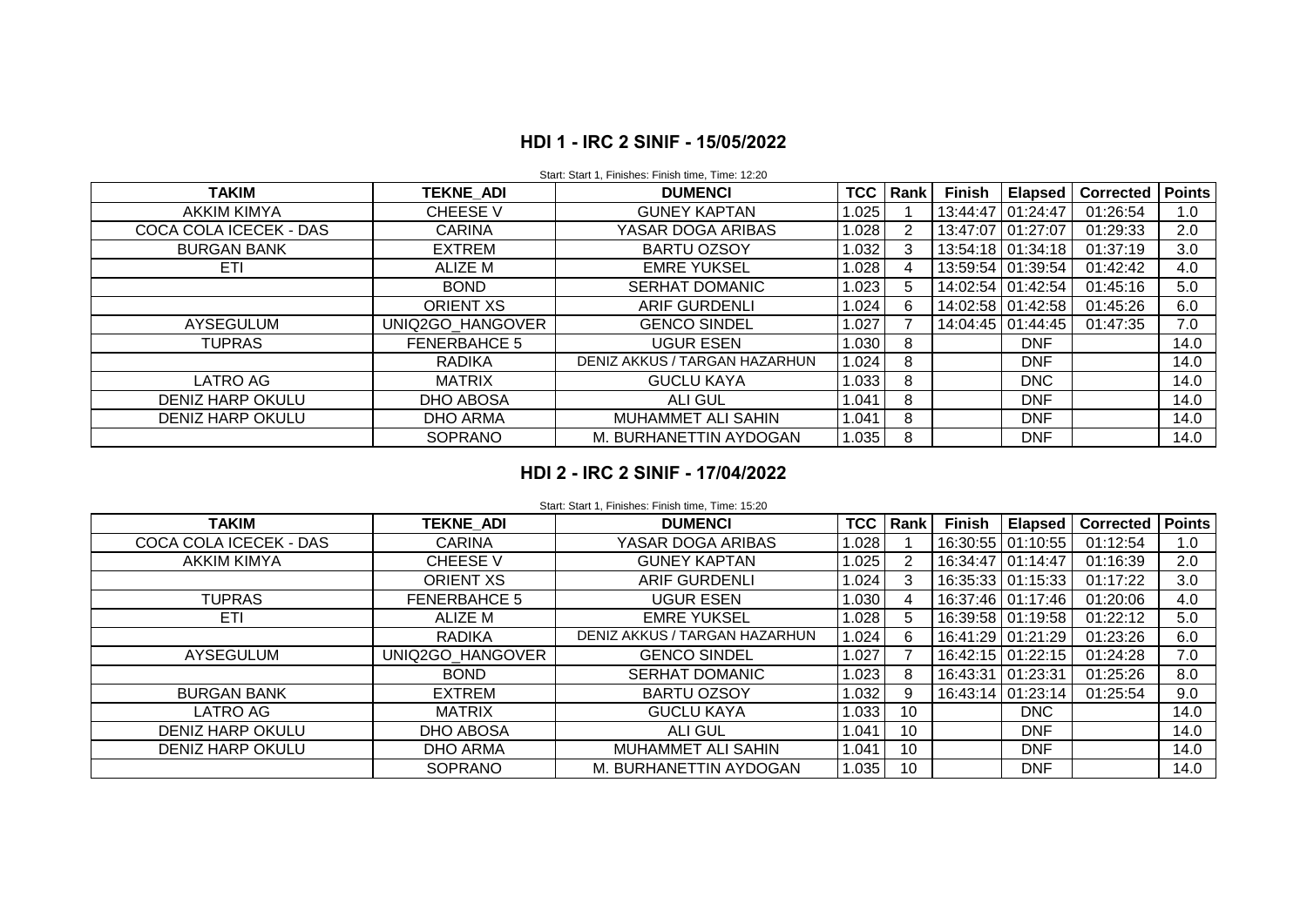## HDI 1 - IRC 2 SINIF - 15/05/2022

Start: Start 1, Finishes: Finish time, Time: 12:20

| TAKIM | TEKNE_ADI | DUMENCI | TCC | Rank | Finish | Elapsed | Corrected | Points |
|---|---|---|---|---|---|---|---|---|
| AKKIM KIMYA | CHEESE V | GUNEY KAPTAN | 1.025 | 1 | 13:44:47 | 01:24:47 | 01:26:54 | 1.0 |
| COCA COLA ICECEK - DAS | CARINA | YASAR DOGA ARIBAS | 1.028 | 2 | 13:47:07 | 01:27:07 | 01:29:33 | 2.0 |
| BURGAN BANK | EXTREM | BARTU OZSOY | 1.032 | 3 | 13:54:18 | 01:34:18 | 01:37:19 | 3.0 |
| ETI | ALIZE M | EMRE YUKSEL | 1.028 | 4 | 13:59:54 | 01:39:54 | 01:42:42 | 4.0 |
| | BOND | SERHAT DOMANIC | 1.023 | 5 | 14:02:54 | 01:42:54 | 01:45:16 | 5.0 |
| | ORIENT XS | ARIF GURDENLI | 1.024 | 6 | 14:02:58 | 01:42:58 | 01:45:26 | 6.0 |
| AYSEGULUM | UNIQ2GO_HANGOVER | GENCO SINDEL | 1.027 | 7 | 14:04:45 | 01:44:45 | 01:47:35 | 7.0 |
| TUPRAS | FENERBAHCE 5 | UGUR ESEN | 1.030 | 8 | | DNF | | 14.0 |
| | RADIKA | DENIZ AKKUS / TARGAN HAZARHUN | 1.024 | 8 | | DNF | | 14.0 |
| LATRO AG | MATRIX | GUCLU KAYA | 1.033 | 8 | | DNC | | 14.0 |
| DENIZ HARP OKULU | DHO ABOSA | ALI GUL | 1.041 | 8 | | DNF | | 14.0 |
| DENIZ HARP OKULU | DHO ARMA | MUHAMMET ALI SAHIN | 1.041 | 8 | | DNF | | 14.0 |
| | SOPRANO | M. BURHANETTIN AYDOGAN | 1.035 | 8 | | DNF | | 14.0 |

## HDI 2 - IRC 2 SINIF - 17/04/2022

Start: Start 1, Finishes: Finish time, Time: 15:20

| TAKIM | TEKNE_ADI | DUMENCI | TCC | Rank | Finish | Elapsed | Corrected | Points |
|---|---|---|---|---|---|---|---|---|
| COCA COLA ICECEK - DAS | CARINA | YASAR DOGA ARIBAS | 1.028 | 1 | 16:30:55 | 01:10:55 | 01:12:54 | 1.0 |
| AKKIM KIMYA | CHEESE V | GUNEY KAPTAN | 1.025 | 2 | 16:34:47 | 01:14:47 | 01:16:39 | 2.0 |
| | ORIENT XS | ARIF GURDENLI | 1.024 | 3 | 16:35:33 | 01:15:33 | 01:17:22 | 3.0 |
| TUPRAS | FENERBAHCE 5 | UGUR ESEN | 1.030 | 4 | 16:37:46 | 01:17:46 | 01:20:06 | 4.0 |
| ETI | ALIZE M | EMRE YUKSEL | 1.028 | 5 | 16:39:58 | 01:19:58 | 01:22:12 | 5.0 |
| | RADIKA | DENIZ AKKUS / TARGAN HAZARHUN | 1.024 | 6 | 16:41:29 | 01:21:29 | 01:23:26 | 6.0 |
| AYSEGULUM | UNIQ2GO_HANGOVER | GENCO SINDEL | 1.027 | 7 | 16:42:15 | 01:22:15 | 01:24:28 | 7.0 |
| | BOND | SERHAT DOMANIC | 1.023 | 8 | 16:43:31 | 01:23:31 | 01:25:26 | 8.0 |
| BURGAN BANK | EXTREM | BARTU OZSOY | 1.032 | 9 | 16:43:14 | 01:23:14 | 01:25:54 | 9.0 |
| LATRO AG | MATRIX | GUCLU KAYA | 1.033 | 10 | | DNC | | 14.0 |
| DENIZ HARP OKULU | DHO ABOSA | ALI GUL | 1.041 | 10 | | DNF | | 14.0 |
| DENIZ HARP OKULU | DHO ARMA | MUHAMMET ALI SAHIN | 1.041 | 10 | | DNF | | 14.0 |
| | SOPRANO | M. BURHANETTIN AYDOGAN | 1.035 | 10 | | DNF | | 14.0 |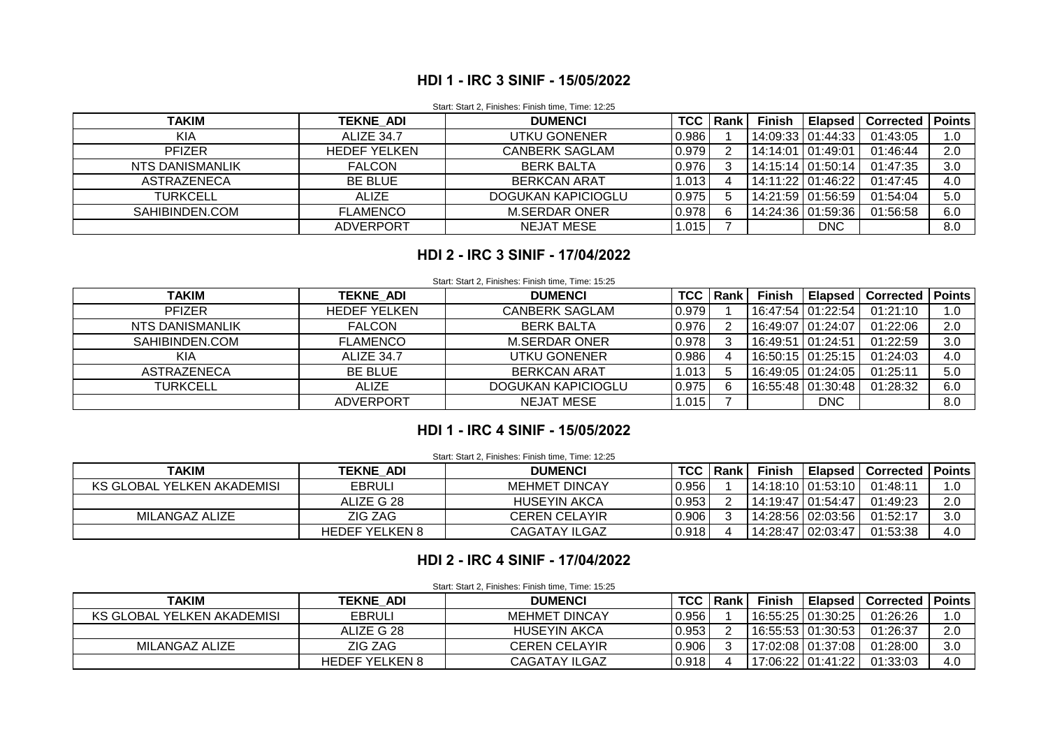## HDI 1 - IRC 3 SINIF - 15/05/2022

Start: Start 2, Finishes: Finish time, Time: 12:25

| TAKIM | TEKNE_ADI | DUMENCI | TCC | Rank | Finish | Elapsed | Corrected | Points |
|---|---|---|---|---|---|---|---|---|
| KIA | ALIZE 34.7 | UTKU GONENER | 0.986 | 1 | 14:09:33 | 01:44:33 | 01:43:05 | 1.0 |
| PFIZER | HEDEF YELKEN | CANBERK SAGLAM | 0.979 | 2 | 14:14:01 | 01:49:01 | 01:46:44 | 2.0 |
| NTS DANISMANLIK | FALCON | BERK BALTA | 0.976 | 3 | 14:15:14 | 01:50:14 | 01:47:35 | 3.0 |
| ASTRAZENECA | BE BLUE | BERKCAN ARAT | 1.013 | 4 | 14:11:22 | 01:46:22 | 01:47:45 | 4.0 |
| TURKCELL | ALIZE | DOGUKAN KAPICIOGLU | 0.975 | 5 | 14:21:59 | 01:56:59 | 01:54:04 | 5.0 |
| SAHIBINDEN.COM | FLAMENCO | M.SERDAR ONER | 0.978 | 6 | 14:24:36 | 01:59:36 | 01:56:58 | 6.0 |
| | ADVERPORT | NEJAT MESE | 1.015 | 7 | | DNC | | 8.0 |

## HDI 2 - IRC 3 SINIF - 17/04/2022

Start: Start 2, Finishes: Finish time, Time: 15:25

| TAKIM | TEKNE_ADI | DUMENCI | TCC | Rank | Finish | Elapsed | Corrected | Points |
|---|---|---|---|---|---|---|---|---|
| PFIZER | HEDEF YELKEN | CANBERK SAGLAM | 0.979 | 1 | 16:47:54 | 01:22:54 | 01:21:10 | 1.0 |
| NTS DANISMANLIK | FALCON | BERK BALTA | 0.976 | 2 | 16:49:07 | 01:24:07 | 01:22:06 | 2.0 |
| SAHIBINDEN.COM | FLAMENCO | M.SERDAR ONER | 0.978 | 3 | 16:49:51 | 01:24:51 | 01:22:59 | 3.0 |
| KIA | ALIZE 34.7 | UTKU GONENER | 0.986 | 4 | 16:50:15 | 01:25:15 | 01:24:03 | 4.0 |
| ASTRAZENECA | BE BLUE | BERKCAN ARAT | 1.013 | 5 | 16:49:05 | 01:24:05 | 01:25:11 | 5.0 |
| TURKCELL | ALIZE | DOGUKAN KAPICIOGLU | 0.975 | 6 | 16:55:48 | 01:30:48 | 01:28:32 | 6.0 |
| | ADVERPORT | NEJAT MESE | 1.015 | 7 | | DNC | | 8.0 |

## HDI 1 - IRC 4 SINIF - 15/05/2022

Start: Start 2, Finishes: Finish time, Time: 12:25

| TAKIM | TEKNE_ADI | DUMENCI | TCC | Rank | Finish | Elapsed | Corrected | Points |
|---|---|---|---|---|---|---|---|---|
| KS GLOBAL YELKEN AKADEMISI | EBRULI | MEHMET DINCAY | 0.956 | 1 | 14:18:10 | 01:53:10 | 01:48:11 | 1.0 |
| | ALIZE G 28 | HUSEYIN AKCA | 0.953 | 2 | 14:19:47 | 01:54:47 | 01:49:23 | 2.0 |
| MILANGAZ ALIZE | ZIG ZAG | CEREN CELAYIR | 0.906 | 3 | 14:28:56 | 02:03:56 | 01:52:17 | 3.0 |
| | HEDEF YELKEN 8 | CAGATAY ILGAZ | 0.918 | 4 | 14:28:47 | 02:03:47 | 01:53:38 | 4.0 |

## HDI 2 - IRC 4 SINIF - 17/04/2022

Start: Start 2, Finishes: Finish time, Time: 15:25

| TAKIM | TEKNE_ADI | DUMENCI | TCC | Rank | Finish | Elapsed | Corrected | Points |
|---|---|---|---|---|---|---|---|---|
| KS GLOBAL YELKEN AKADEMISI | EBRULI | MEHMET DINCAY | 0.956 | 1 | 16:55:25 | 01:30:25 | 01:26:26 | 1.0 |
| | ALIZE G 28 | HUSEYIN AKCA | 0.953 | 2 | 16:55:53 | 01:30:53 | 01:26:37 | 2.0 |
| MILANGAZ ALIZE | ZIG ZAG | CEREN CELAYIR | 0.906 | 3 | 17:02:08 | 01:37:08 | 01:28:00 | 3.0 |
| | HEDEF YELKEN 8 | CAGATAY ILGAZ | 0.918 | 4 | 17:06:22 | 01:41:22 | 01:33:03 | 4.0 |